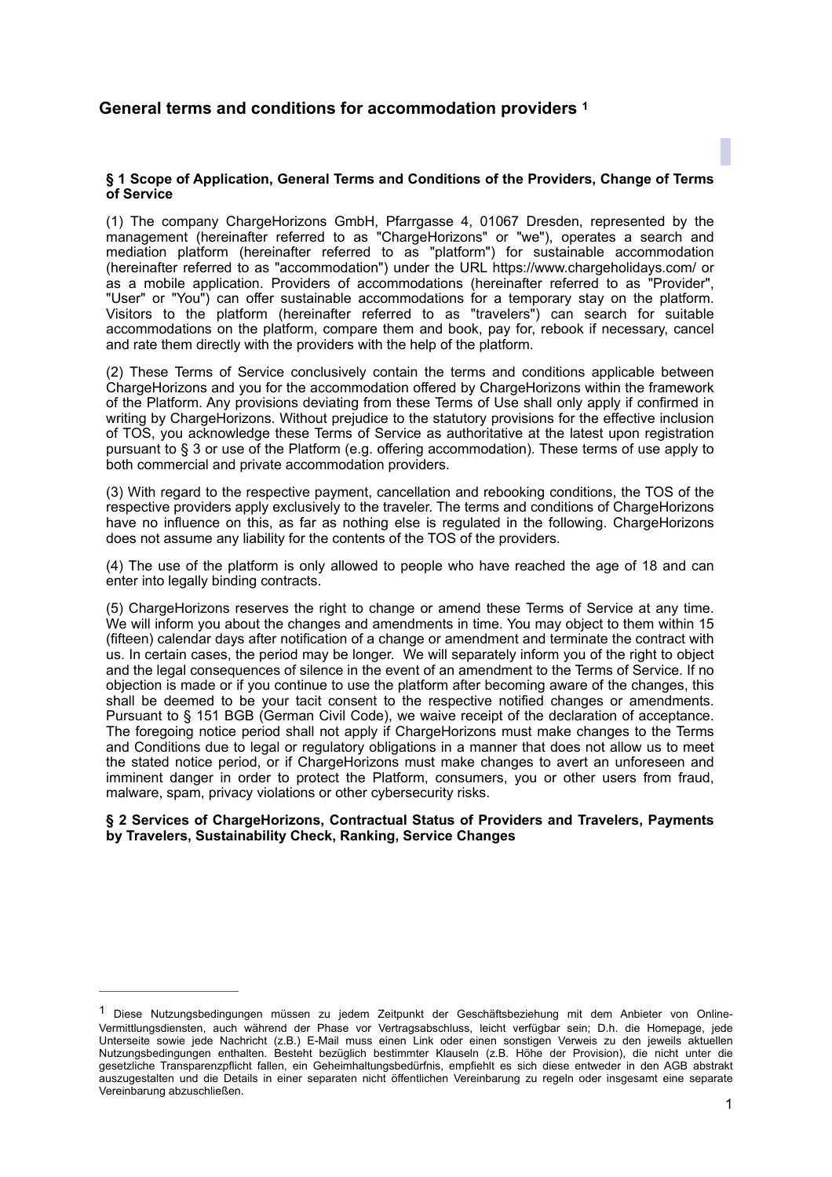# General terms and conditions for accommodation providers [1]

### § 1 Scope of Application, General Terms and Conditions of the Providers, Change of Terms of Service

(1) The company ChargeHorizons GmbH, Pfarrgasse 4, 01067 Dresden, represented by the management (hereinafter referred to as "ChargeHorizons" or "we"), operates a search and mediation platform (hereinafter referred to as "platform") for sustainable accommodation (hereinafter referred to as "accommodation") under the URL https://www.chargeholidays.com/ or as a mobile application. Providers of accommodations (hereinafter referred to as "Provider", "User" or "You") can offer sustainable accommodations for a temporary stay on the platform. Visitors to the platform (hereinafter referred to as "travelers") can search for suitable accommodations on the platform, compare them and book, pay for, rebook if necessary, cancel and rate them directly with the providers with the help of the platform.

(2) These Terms of Service conclusively contain the terms and conditions applicable between ChargeHorizons and you for the accommodation offered by ChargeHorizons within the framework of the Platform. Any provisions deviating from these Terms of Use shall only apply if confirmed in writing by ChargeHorizons. Without prejudice to the statutory provisions for the effective inclusion of TOS, you acknowledge these Terms of Service as authoritative at the latest upon registration pursuant to § 3 or use of the Platform (e.g. offering accommodation). These terms of use apply to both commercial and private accommodation providers.

(3) With regard to the respective payment, cancellation and rebooking conditions, the TOS of the respective providers apply exclusively to the traveler. The terms and conditions of ChargeHorizons have no influence on this, as far as nothing else is regulated in the following. ChargeHorizons does not assume any liability for the contents of the TOS of the providers.

(4) The use of the platform is only allowed to people who have reached the age of 18 and can enter into legally binding contracts.

(5) ChargeHorizons reserves the right to change or amend these Terms of Service at any time. We will inform you about the changes and amendments in time. You may object to them within 15 (fifteen) calendar days after notification of a change or amendment and terminate the contract with us. In certain cases, the period may be longer. We will separately inform you of the right to object and the legal consequences of silence in the event of an amendment to the Terms of Service. If no objection is made or if you continue to use the platform after becoming aware of the changes, this shall be deemed to be your tacit consent to the respective notified changes or amendments. Pursuant to § 151 BGB (German Civil Code), we waive receipt of the declaration of acceptance. The foregoing notice period shall not apply if ChargeHorizons must make changes to the Terms and Conditions due to legal or regulatory obligations in a manner that does not allow us to meet the stated notice period, or if ChargeHorizons must make changes to avert an unforeseen and imminent danger in order to protect the Platform, consumers, you or other users from fraud, malware, spam, privacy violations or other cybersecurity risks.

### § 2 Services of ChargeHorizons, Contractual Status of Providers and Travelers, Payments by Travelers, Sustainability Check, Ranking, Service Changes

---

[1] Diese Nutzungsbedingungen müssen zu jedem Zeitpunkt der Geschäftsbeziehung mit dem Anbieter von Online-Vermittlungsdiensten, auch während der Phase vor Vertragsabschluss, leicht verfügbar sein; D.h. die Homepage, jede Unterseite sowie jede Nachricht (z.B.) E-Mail muss einen Link oder einen sonstigen Verweis zu den jeweils aktuellen Nutzungsbedingungen enthalten. Besteht bezüglich bestimmter Klauseln (z.B. Höhe der Provision), die nicht unter die gesetzliche Transparenzpflicht fallen, ein Geheimhaltungsbedürfnis, empfiehlt es sich diese entweder in den AGB abstrakt auszugestalten und die Details in einer separaten nicht öffentlichen Vereinbarung zu regeln oder insgesamt eine separate Vereinbarung abzuschließen.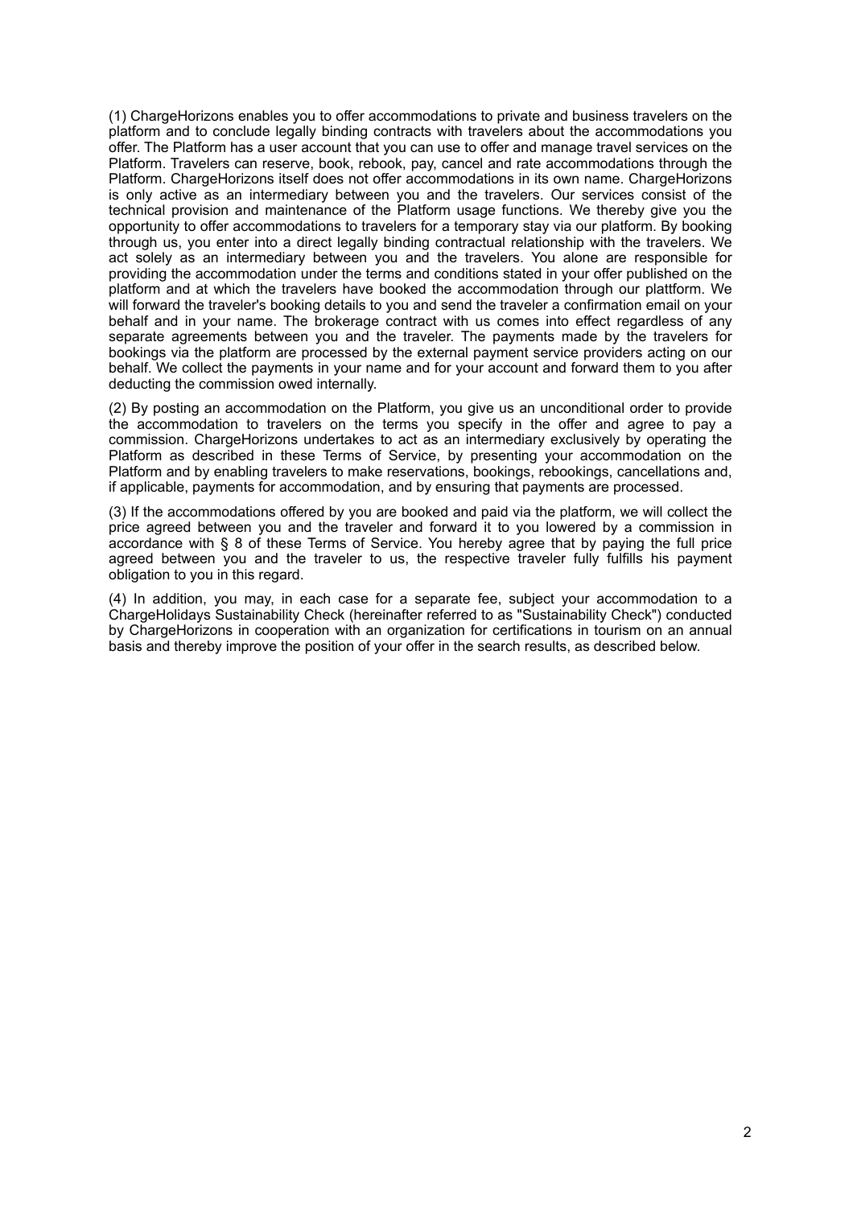(1) ChargeHorizons enables you to offer accommodations to private and business travelers on the platform and to conclude legally binding contracts with travelers about the accommodations you offer. The Platform has a user account that you can use to offer and manage travel services on the Platform. Travelers can reserve, book, rebook, pay, cancel and rate accommodations through the Platform. ChargeHorizons itself does not offer accommodations in its own name. ChargeHorizons is only active as an intermediary between you and the travelers. Our services consist of the technical provision and maintenance of the Platform usage functions. We thereby give you the opportunity to offer accommodations to travelers for a temporary stay via our platform. By booking through us, you enter into a direct legally binding contractual relationship with the travelers. We act solely as an intermediary between you and the travelers. You alone are responsible for providing the accommodation under the terms and conditions stated in your offer published on the platform and at which the travelers have booked the accommodation through our plattform. We will forward the traveler's booking details to you and send the traveler a confirmation email on your behalf and in your name. The brokerage contract with us comes into effect regardless of any separate agreements between you and the traveler. The payments made by the travelers for bookings via the platform are processed by the external payment service providers acting on our behalf. We collect the payments in your name and for your account and forward them to you after deducting the commission owed internally.

(2) By posting an accommodation on the Platform, you give us an unconditional order to provide the accommodation to travelers on the terms you specify in the offer and agree to pay a commission. ChargeHorizons undertakes to act as an intermediary exclusively by operating the Platform as described in these Terms of Service, by presenting your accommodation on the Platform and by enabling travelers to make reservations, bookings, rebookings, cancellations and, if applicable, payments for accommodation, and by ensuring that payments are processed.

(3) If the accommodations offered by you are booked and paid via the platform, we will collect the price agreed between you and the traveler and forward it to you lowered by a commission in accordance with § 8 of these Terms of Service. You hereby agree that by paying the full price agreed between you and the traveler to us, the respective traveler fully fulfills his payment obligation to you in this regard.

(4) In addition, you may, in each case for a separate fee, subject your accommodation to a ChargeHolidays Sustainability Check (hereinafter referred to as "Sustainability Check") conducted by ChargeHorizons in cooperation with an organization for certifications in tourism on an annual basis and thereby improve the position of your offer in the search results, as described below.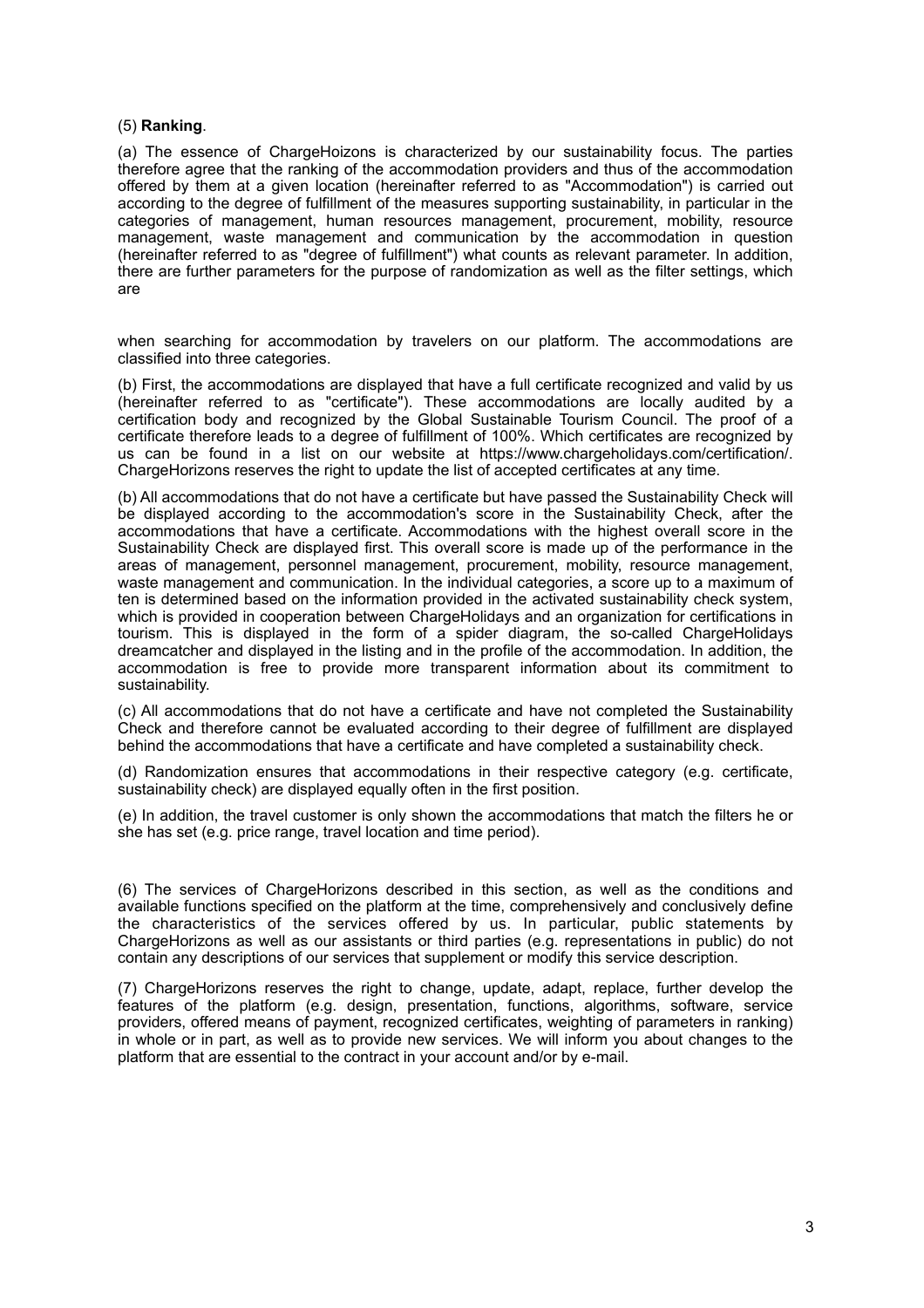(5) **Ranking**.

(a) The essence of ChargeHoizons is characterized by our sustainability focus. The parties therefore agree that the ranking of the accommodation providers and thus of the accommodation offered by them at a given location (hereinafter referred to as "Accommodation") is carried out according to the degree of fulfillment of the measures supporting sustainability, in particular in the categories of management, human resources management, procurement, mobility, resource management, waste management and communication by the accommodation in question (hereinafter referred to as "degree of fulfillment") what counts as relevant parameter. In addition, there are further parameters for the purpose of randomization as well as the filter settings, which are

when searching for accommodation by travelers on our platform. The accommodations are classified into three categories.

(b) First, the accommodations are displayed that have a full certificate recognized and valid by us (hereinafter referred to as "certificate"). These accommodations are locally audited by a certification body and recognized by the Global Sustainable Tourism Council. The proof of a certificate therefore leads to a degree of fulfillment of 100%. Which certificates are recognized by us can be found in a list on our website at https://www.chargeholidays.com/certification/. ChargeHorizons reserves the right to update the list of accepted certificates at any time.

(b) All accommodations that do not have a certificate but have passed the Sustainability Check will be displayed according to the accommodation's score in the Sustainability Check, after the accommodations that have a certificate. Accommodations with the highest overall score in the Sustainability Check are displayed first. This overall score is made up of the performance in the areas of management, personnel management, procurement, mobility, resource management, waste management and communication. In the individual categories, a score up to a maximum of ten is determined based on the information provided in the activated sustainability check system, which is provided in cooperation between ChargeHolidays and an organization for certifications in tourism. This is displayed in the form of a spider diagram, the so-called ChargeHolidays dreamcatcher and displayed in the listing and in the profile of the accommodation. In addition, the accommodation is free to provide more transparent information about its commitment to sustainability.

(c) All accommodations that do not have a certificate and have not completed the Sustainability Check and therefore cannot be evaluated according to their degree of fulfillment are displayed behind the accommodations that have a certificate and have completed a sustainability check.

(d) Randomization ensures that accommodations in their respective category (e.g. certificate, sustainability check) are displayed equally often in the first position.

(e) In addition, the travel customer is only shown the accommodations that match the filters he or she has set (e.g. price range, travel location and time period).

(6) The services of ChargeHorizons described in this section, as well as the conditions and available functions specified on the platform at the time, comprehensively and conclusively define the characteristics of the services offered by us. In particular, public statements by ChargeHorizons as well as our assistants or third parties (e.g. representations in public) do not contain any descriptions of our services that supplement or modify this service description.

(7) ChargeHorizons reserves the right to change, update, adapt, replace, further develop the features of the platform (e.g. design, presentation, functions, algorithms, software, service providers, offered means of payment, recognized certificates, weighting of parameters in ranking) in whole or in part, as well as to provide new services. We will inform you about changes to the platform that are essential to the contract in your account and/or by e-mail.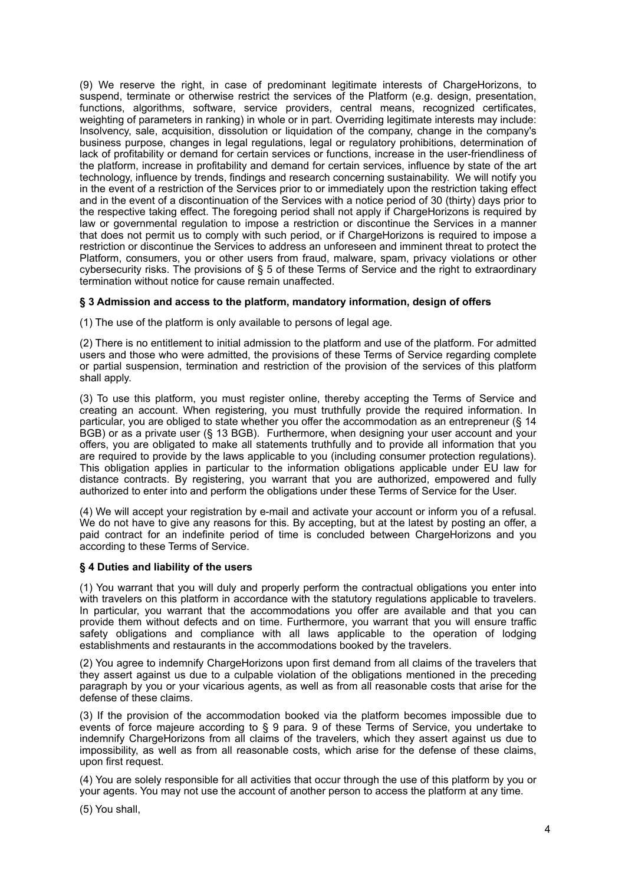(9) We reserve the right, in case of predominant legitimate interests of ChargeHorizons, to suspend, terminate or otherwise restrict the services of the Platform (e.g. design, presentation, functions, algorithms, software, service providers, central means, recognized certificates, weighting of parameters in ranking) in whole or in part. Overriding legitimate interests may include: Insolvency, sale, acquisition, dissolution or liquidation of the company, change in the company's business purpose, changes in legal regulations, legal or regulatory prohibitions, determination of lack of profitability or demand for certain services or functions, increase in the user-friendliness of the platform, increase in profitability and demand for certain services, influence by state of the art technology, influence by trends, findings and research concerning sustainability. We will notify you in the event of a restriction of the Services prior to or immediately upon the restriction taking effect and in the event of a discontinuation of the Services with a notice period of 30 (thirty) days prior to the respective taking effect. The foregoing period shall not apply if ChargeHorizons is required by law or governmental regulation to impose a restriction or discontinue the Services in a manner that does not permit us to comply with such period, or if ChargeHorizons is required to impose a restriction or discontinue the Services to address an unforeseen and imminent threat to protect the Platform, consumers, you or other users from fraud, malware, spam, privacy violations or other cybersecurity risks. The provisions of § 5 of these Terms of Service and the right to extraordinary termination without notice for cause remain unaffected.

### § 3 Admission and access to the platform, mandatory information, design of offers

(1) The use of the platform is only available to persons of legal age.

(2) There is no entitlement to initial admission to the platform and use of the platform. For admitted users and those who were admitted, the provisions of these Terms of Service regarding complete or partial suspension, termination and restriction of the provision of the services of this platform shall apply.

(3) To use this platform, you must register online, thereby accepting the Terms of Service and creating an account. When registering, you must truthfully provide the required information. In particular, you are obliged to state whether you offer the accommodation as an entrepreneur (§ 14 BGB) or as a private user (§ 13 BGB). Furthermore, when designing your user account and your offers, you are obligated to make all statements truthfully and to provide all information that you are required to provide by the laws applicable to you (including consumer protection regulations). This obligation applies in particular to the information obligations applicable under EU law for distance contracts. By registering, you warrant that you are authorized, empowered and fully authorized to enter into and perform the obligations under these Terms of Service for the User.

(4) We will accept your registration by e-mail and activate your account or inform you of a refusal. We do not have to give any reasons for this. By accepting, but at the latest by posting an offer, a paid contract for an indefinite period of time is concluded between ChargeHorizons and you according to these Terms of Service.

### § 4 Duties and liability of the users

(1) You warrant that you will duly and properly perform the contractual obligations you enter into with travelers on this platform in accordance with the statutory regulations applicable to travelers. In particular, you warrant that the accommodations you offer are available and that you can provide them without defects and on time. Furthermore, you warrant that you will ensure traffic safety obligations and compliance with all laws applicable to the operation of lodging establishments and restaurants in the accommodations booked by the travelers.

(2) You agree to indemnify ChargeHorizons upon first demand from all claims of the travelers that they assert against us due to a culpable violation of the obligations mentioned in the preceding paragraph by you or your vicarious agents, as well as from all reasonable costs that arise for the defense of these claims.

(3) If the provision of the accommodation booked via the platform becomes impossible due to events of force majeure according to § 9 para. 9 of these Terms of Service, you undertake to indemnify ChargeHorizons from all claims of the travelers, which they assert against us due to impossibility, as well as from all reasonable costs, which arise for the defense of these claims, upon first request.

(4) You are solely responsible for all activities that occur through the use of this platform by you or your agents. You may not use the account of another person to access the platform at any time.

(5) You shall,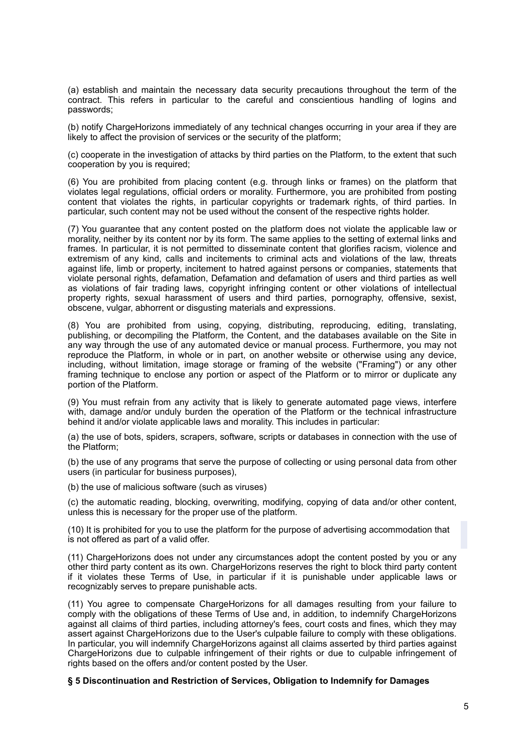(a) establish and maintain the necessary data security precautions throughout the term of the contract. This refers in particular to the careful and conscientious handling of logins and passwords;

(b) notify ChargeHorizons immediately of any technical changes occurring in your area if they are likely to affect the provision of services or the security of the platform;

(c) cooperate in the investigation of attacks by third parties on the Platform, to the extent that such cooperation by you is required;

(6) You are prohibited from placing content (e.g. through links or frames) on the platform that violates legal regulations, official orders or morality. Furthermore, you are prohibited from posting content that violates the rights, in particular copyrights or trademark rights, of third parties. In particular, such content may not be used without the consent of the respective rights holder.

(7) You guarantee that any content posted on the platform does not violate the applicable law or morality, neither by its content nor by its form. The same applies to the setting of external links and frames. In particular, it is not permitted to disseminate content that glorifies racism, violence and extremism of any kind, calls and incitements to criminal acts and violations of the law, threats against life, limb or property, incitement to hatred against persons or companies, statements that violate personal rights, defamation, Defamation and defamation of users and third parties as well as violations of fair trading laws, copyright infringing content or other violations of intellectual property rights, sexual harassment of users and third parties, pornography, offensive, sexist, obscene, vulgar, abhorrent or disgusting materials and expressions.

(8) You are prohibited from using, copying, distributing, reproducing, editing, translating, publishing, or decompiling the Platform, the Content, and the databases available on the Site in any way through the use of any automated device or manual process. Furthermore, you may not reproduce the Platform, in whole or in part, on another website or otherwise using any device, including, without limitation, image storage or framing of the website ("Framing") or any other framing technique to enclose any portion or aspect of the Platform or to mirror or duplicate any portion of the Platform.

(9) You must refrain from any activity that is likely to generate automated page views, interfere with, damage and/or unduly burden the operation of the Platform or the technical infrastructure behind it and/or violate applicable laws and morality. This includes in particular:

(a) the use of bots, spiders, scrapers, software, scripts or databases in connection with the use of the Platform;

(b) the use of any programs that serve the purpose of collecting or using personal data from other users (in particular for business purposes),

(b) the use of malicious software (such as viruses)

(c) the automatic reading, blocking, overwriting, modifying, copying of data and/or other content, unless this is necessary for the proper use of the platform.

(10) It is prohibited for you to use the platform for the purpose of advertising accommodation that is not offered as part of a valid offer.

(11) ChargeHorizons does not under any circumstances adopt the content posted by you or any other third party content as its own. ChargeHorizons reserves the right to block third party content if it violates these Terms of Use, in particular if it is punishable under applicable laws or recognizably serves to prepare punishable acts.

(11) You agree to compensate ChargeHorizons for all damages resulting from your failure to comply with the obligations of these Terms of Use and, in addition, to indemnify ChargeHorizons against all claims of third parties, including attorney's fees, court costs and fines, which they may assert against ChargeHorizons due to the User's culpable failure to comply with these obligations. In particular, you will indemnify ChargeHorizons against all claims asserted by third parties against ChargeHorizons due to culpable infringement of their rights or due to culpable infringement of rights based on the offers and/or content posted by the User.

**§ 5 Discontinuation and Restriction of Services, Obligation to Indemnify for Damages**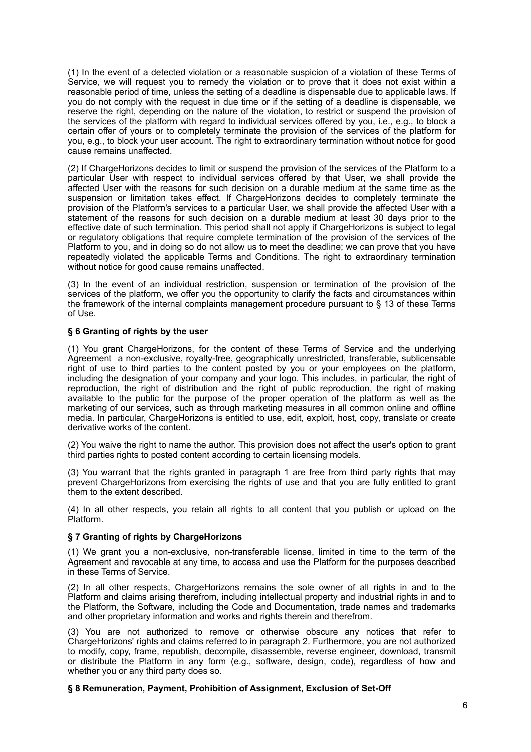(1) In the event of a detected violation or a reasonable suspicion of a violation of these Terms of Service, we will request you to remedy the violation or to prove that it does not exist within a reasonable period of time, unless the setting of a deadline is dispensable due to applicable laws. If you do not comply with the request in due time or if the setting of a deadline is dispensable, we reserve the right, depending on the nature of the violation, to restrict or suspend the provision of the services of the platform with regard to individual services offered by you, i.e., e.g., to block a certain offer of yours or to completely terminate the provision of the services of the platform for you, e.g., to block your user account. The right to extraordinary termination without notice for good cause remains unaffected.

(2) If ChargeHorizons decides to limit or suspend the provision of the services of the Platform to a particular User with respect to individual services offered by that User, we shall provide the affected User with the reasons for such decision on a durable medium at the same time as the suspension or limitation takes effect. If ChargeHorizons decides to completely terminate the provision of the Platform's services to a particular User, we shall provide the affected User with a statement of the reasons for such decision on a durable medium at least 30 days prior to the effective date of such termination. This period shall not apply if ChargeHorizons is subject to legal or regulatory obligations that require complete termination of the provision of the services of the Platform to you, and in doing so do not allow us to meet the deadline; we can prove that you have repeatedly violated the applicable Terms and Conditions. The right to extraordinary termination without notice for good cause remains unaffected.

(3) In the event of an individual restriction, suspension or termination of the provision of the services of the platform, we offer you the opportunity to clarify the facts and circumstances within the framework of the internal complaints management procedure pursuant to § 13 of these Terms of Use.

**§ 6 Granting of rights by the user**

(1) You grant ChargeHorizons, for the content of these Terms of Service and the underlying Agreement a non-exclusive, royalty-free, geographically unrestricted, transferable, sublicensable right of use to third parties to the content posted by you or your employees on the platform, including the designation of your company and your logo. This includes, in particular, the right of reproduction, the right of distribution and the right of public reproduction, the right of making available to the public for the purpose of the proper operation of the platform as well as the marketing of our services, such as through marketing measures in all common online and offline media. In particular, ChargeHorizons is entitled to use, edit, exploit, host, copy, translate or create derivative works of the content.

(2) You waive the right to name the author. This provision does not affect the user's option to grant third parties rights to posted content according to certain licensing models.

(3) You warrant that the rights granted in paragraph 1 are free from third party rights that may prevent ChargeHorizons from exercising the rights of use and that you are fully entitled to grant them to the extent described.

(4) In all other respects, you retain all rights to all content that you publish or upload on the Platform.

**§ 7 Granting of rights by ChargeHorizons**

(1) We grant you a non-exclusive, non-transferable license, limited in time to the term of the Agreement and revocable at any time, to access and use the Platform for the purposes described in these Terms of Service.

(2) In all other respects, ChargeHorizons remains the sole owner of all rights in and to the Platform and claims arising therefrom, including intellectual property and industrial rights in and to the Platform, the Software, including the Code and Documentation, trade names and trademarks and other proprietary information and works and rights therein and therefrom.

(3) You are not authorized to remove or otherwise obscure any notices that refer to ChargeHorizons' rights and claims referred to in paragraph 2. Furthermore, you are not authorized to modify, copy, frame, republish, decompile, disassemble, reverse engineer, download, transmit or distribute the Platform in any form (e.g., software, design, code), regardless of how and whether you or any third party does so.

**§ 8 Remuneration, Payment, Prohibition of Assignment, Exclusion of Set-Off**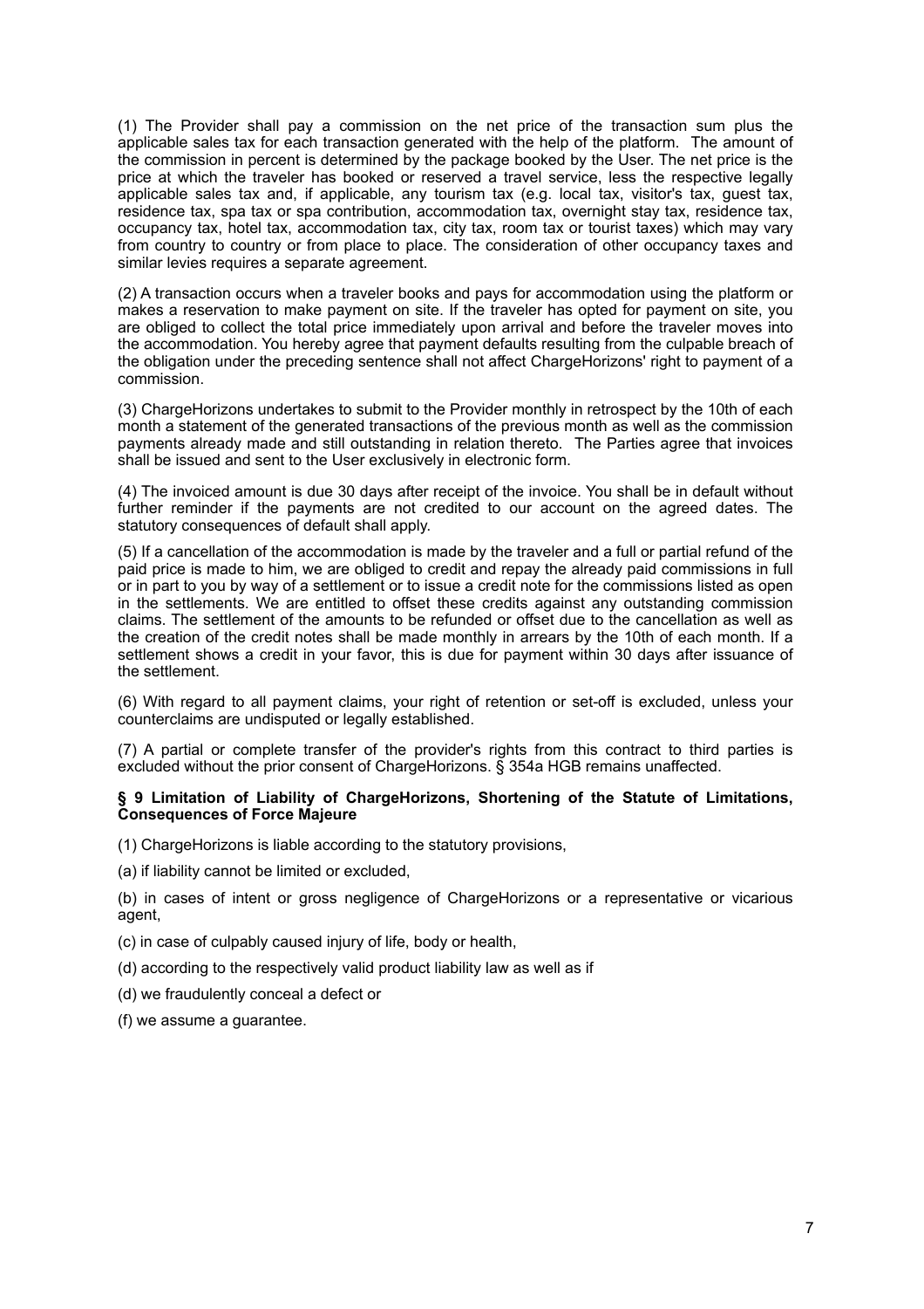(1) The Provider shall pay a commission on the net price of the transaction sum plus the applicable sales tax for each transaction generated with the help of the platform. The amount of the commission in percent is determined by the package booked by the User. The net price is the price at which the traveler has booked or reserved a travel service, less the respective legally applicable sales tax and, if applicable, any tourism tax (e.g. local tax, visitor's tax, guest tax, residence tax, spa tax or spa contribution, accommodation tax, overnight stay tax, residence tax, occupancy tax, hotel tax, accommodation tax, city tax, room tax or tourist taxes) which may vary from country to country or from place to place. The consideration of other occupancy taxes and similar levies requires a separate agreement.

(2) A transaction occurs when a traveler books and pays for accommodation using the platform or makes a reservation to make payment on site. If the traveler has opted for payment on site, you are obliged to collect the total price immediately upon arrival and before the traveler moves into the accommodation. You hereby agree that payment defaults resulting from the culpable breach of the obligation under the preceding sentence shall not affect ChargeHorizons' right to payment of a commission.

(3) ChargeHorizons undertakes to submit to the Provider monthly in retrospect by the 10th of each month a statement of the generated transactions of the previous month as well as the commission payments already made and still outstanding in relation thereto. The Parties agree that invoices shall be issued and sent to the User exclusively in electronic form.

(4) The invoiced amount is due 30 days after receipt of the invoice. You shall be in default without further reminder if the payments are not credited to our account on the agreed dates. The statutory consequences of default shall apply.

(5) If a cancellation of the accommodation is made by the traveler and a full or partial refund of the paid price is made to him, we are obliged to credit and repay the already paid commissions in full or in part to you by way of a settlement or to issue a credit note for the commissions listed as open in the settlements. We are entitled to offset these credits against any outstanding commission claims. The settlement of the amounts to be refunded or offset due to the cancellation as well as the creation of the credit notes shall be made monthly in arrears by the 10th of each month. If a settlement shows a credit in your favor, this is due for payment within 30 days after issuance of the settlement.

(6) With regard to all payment claims, your right of retention or set-off is excluded, unless your counterclaims are undisputed or legally established.

(7) A partial or complete transfer of the provider's rights from this contract to third parties is excluded without the prior consent of ChargeHorizons. § 354a HGB remains unaffected.

**§ 9 Limitation of Liability of ChargeHorizons, Shortening of the Statute of Limitations, Consequences of Force Majeure**

(1) ChargeHorizons is liable according to the statutory provisions,

(a) if liability cannot be limited or excluded,

(b) in cases of intent or gross negligence of ChargeHorizons or a representative or vicarious agent,

(c) in case of culpably caused injury of life, body or health,

(d) according to the respectively valid product liability law as well as if

(d) we fraudulently conceal a defect or

(f) we assume a guarantee.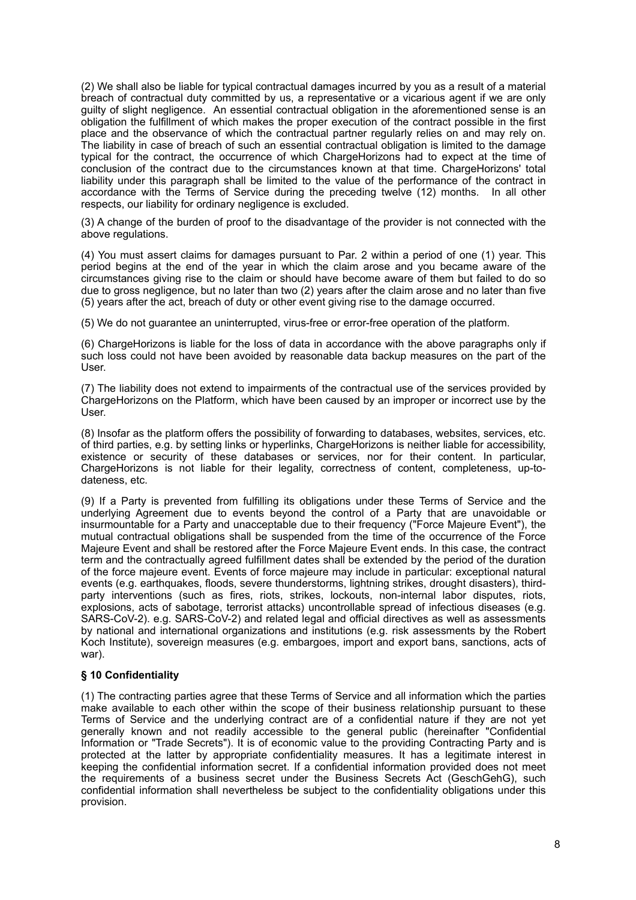(2) We shall also be liable for typical contractual damages incurred by you as a result of a material breach of contractual duty committed by us, a representative or a vicarious agent if we are only guilty of slight negligence. An essential contractual obligation in the aforementioned sense is an obligation the fulfillment of which makes the proper execution of the contract possible in the first place and the observance of which the contractual partner regularly relies on and may rely on. The liability in case of breach of such an essential contractual obligation is limited to the damage typical for the contract, the occurrence of which ChargeHorizons had to expect at the time of conclusion of the contract due to the circumstances known at that time. ChargeHorizons' total liability under this paragraph shall be limited to the value of the performance of the contract in accordance with the Terms of Service during the preceding twelve (12) months. In all other respects, our liability for ordinary negligence is excluded.

(3) A change of the burden of proof to the disadvantage of the provider is not connected with the above regulations.

(4) You must assert claims for damages pursuant to Par. 2 within a period of one (1) year. This period begins at the end of the year in which the claim arose and you became aware of the circumstances giving rise to the claim or should have become aware of them but failed to do so due to gross negligence, but no later than two (2) years after the claim arose and no later than five (5) years after the act, breach of duty or other event giving rise to the damage occurred.

(5) We do not guarantee an uninterrupted, virus-free or error-free operation of the platform.

(6) ChargeHorizons is liable for the loss of data in accordance with the above paragraphs only if such loss could not have been avoided by reasonable data backup measures on the part of the User.

(7) The liability does not extend to impairments of the contractual use of the services provided by ChargeHorizons on the Platform, which have been caused by an improper or incorrect use by the User.

(8) Insofar as the platform offers the possibility of forwarding to databases, websites, services, etc. of third parties, e.g. by setting links or hyperlinks, ChargeHorizons is neither liable for accessibility, existence or security of these databases or services, nor for their content. In particular, ChargeHorizons is not liable for their legality, correctness of content, completeness, up-to-dateness, etc.

(9) If a Party is prevented from fulfilling its obligations under these Terms of Service and the underlying Agreement due to events beyond the control of a Party that are unavoidable or insurmountable for a Party and unacceptable due to their frequency ("Force Majeure Event"), the mutual contractual obligations shall be suspended from the time of the occurrence of the Force Majeure Event and shall be restored after the Force Majeure Event ends. In this case, the contract term and the contractually agreed fulfillment dates shall be extended by the period of the duration of the force majeure event. Events of force majeure may include in particular: exceptional natural events (e.g. earthquakes, floods, severe thunderstorms, lightning strikes, drought disasters), third-party interventions (such as fires, riots, strikes, lockouts, non-internal labor disputes, riots, explosions, acts of sabotage, terrorist attacks) uncontrollable spread of infectious diseases (e.g. SARS-CoV-2). e.g. SARS-CoV-2) and related legal and official directives as well as assessments by national and international organizations and institutions (e.g. risk assessments by the Robert Koch Institute), sovereign measures (e.g. embargoes, import and export bans, sanctions, acts of war).

**§ 10 Confidentiality**

(1) The contracting parties agree that these Terms of Service and all information which the parties make available to each other within the scope of their business relationship pursuant to these Terms of Service and the underlying contract are of a confidential nature if they are not yet generally known and not readily accessible to the general public (hereinafter "Confidential Information or "Trade Secrets"). It is of economic value to the providing Contracting Party and is protected at the latter by appropriate confidentiality measures. It has a legitimate interest in keeping the confidential information secret. If a confidential information provided does not meet the requirements of a business secret under the Business Secrets Act (GeschGehG), such confidential information shall nevertheless be subject to the confidentiality obligations under this provision.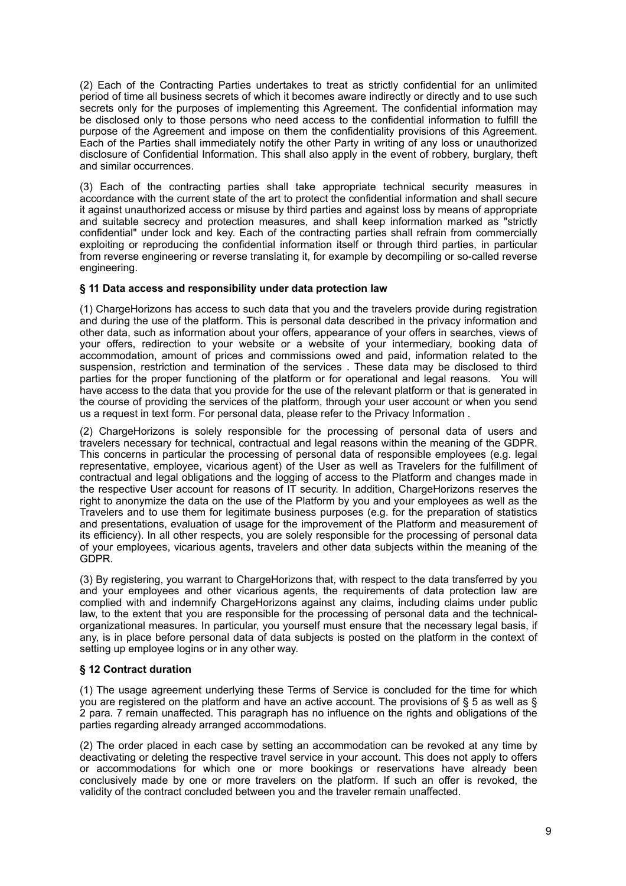(2) Each of the Contracting Parties undertakes to treat as strictly confidential for an unlimited period of time all business secrets of which it becomes aware indirectly or directly and to use such secrets only for the purposes of implementing this Agreement. The confidential information may be disclosed only to those persons who need access to the confidential information to fulfill the purpose of the Agreement and impose on them the confidentiality provisions of this Agreement. Each of the Parties shall immediately notify the other Party in writing of any loss or unauthorized disclosure of Confidential Information. This shall also apply in the event of robbery, burglary, theft and similar occurrences.

(3) Each of the contracting parties shall take appropriate technical security measures in accordance with the current state of the art to protect the confidential information and shall secure it against unauthorized access or misuse by third parties and against loss by means of appropriate and suitable secrecy and protection measures, and shall keep information marked as "strictly confidential" under lock and key. Each of the contracting parties shall refrain from commercially exploiting or reproducing the confidential information itself or through third parties, in particular from reverse engineering or reverse translating it, for example by decompiling or so-called reverse engineering.

### § 11 Data access and responsibility under data protection law

(1) ChargeHorizons has access to such data that you and the travelers provide during registration and during the use of the platform. This is personal data described in the privacy information and other data, such as information about your offers, appearance of your offers in searches, views of your offers, redirection to your website or a website of your intermediary, booking data of accommodation, amount of prices and commissions owed and paid, information related to the suspension, restriction and termination of the services . These data may be disclosed to third parties for the proper functioning of the platform or for operational and legal reasons. You will have access to the data that you provide for the use of the relevant platform or that is generated in the course of providing the services of the platform, through your user account or when you send us a request in text form. For personal data, please refer to the Privacy Information .

(2) ChargeHorizons is solely responsible for the processing of personal data of users and travelers necessary for technical, contractual and legal reasons within the meaning of the GDPR. This concerns in particular the processing of personal data of responsible employees (e.g. legal representative, employee, vicarious agent) of the User as well as Travelers for the fulfillment of contractual and legal obligations and the logging of access to the Platform and changes made in the respective User account for reasons of IT security. In addition, ChargeHorizons reserves the right to anonymize the data on the use of the Platform by you and your employees as well as the Travelers and to use them for legitimate business purposes (e.g. for the preparation of statistics and presentations, evaluation of usage for the improvement of the Platform and measurement of its efficiency). In all other respects, you are solely responsible for the processing of personal data of your employees, vicarious agents, travelers and other data subjects within the meaning of the GDPR.

(3) By registering, you warrant to ChargeHorizons that, with respect to the data transferred by you and your employees and other vicarious agents, the requirements of data protection law are complied with and indemnify ChargeHorizons against any claims, including claims under public law, to the extent that you are responsible for the processing of personal data and the technical-organizational measures. In particular, you yourself must ensure that the necessary legal basis, if any, is in place before personal data of data subjects is posted on the platform in the context of setting up employee logins or in any other way.

### § 12 Contract duration

(1) The usage agreement underlying these Terms of Service is concluded for the time for which you are registered on the platform and have an active account. The provisions of § 5 as well as § 2 para. 7 remain unaffected. This paragraph has no influence on the rights and obligations of the parties regarding already arranged accommodations.

(2) The order placed in each case by setting an accommodation can be revoked at any time by deactivating or deleting the respective travel service in your account. This does not apply to offers or accommodations for which one or more bookings or reservations have already been conclusively made by one or more travelers on the platform. If such an offer is revoked, the validity of the contract concluded between you and the traveler remain unaffected.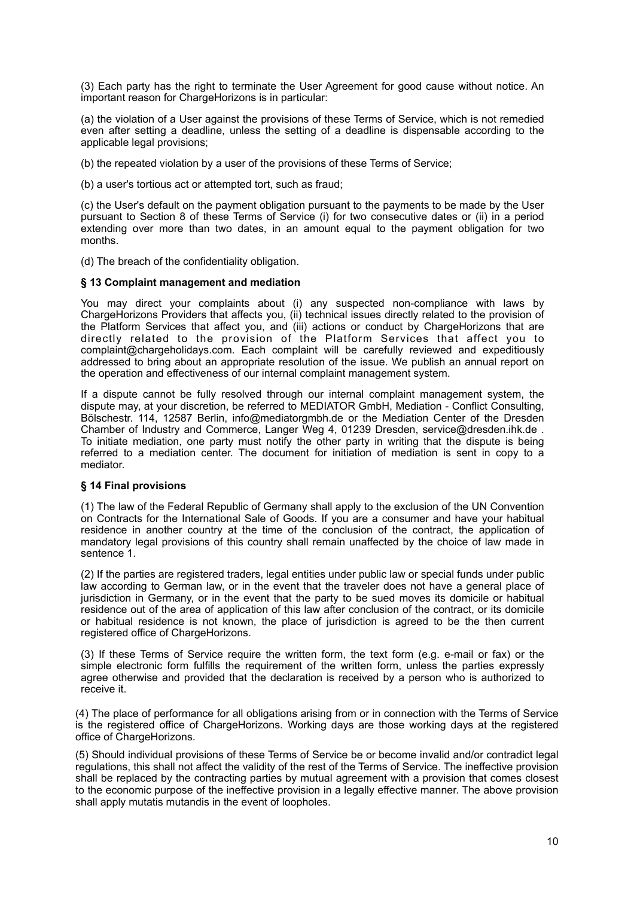(3) Each party has the right to terminate the User Agreement for good cause without notice. An important reason for ChargeHorizons is in particular:

(a) the violation of a User against the provisions of these Terms of Service, which is not remedied even after setting a deadline, unless the setting of a deadline is dispensable according to the applicable legal provisions;

(b) the repeated violation by a user of the provisions of these Terms of Service;

(b) a user's tortious act or attempted tort, such as fraud;

(c) the User's default on the payment obligation pursuant to the payments to be made by the User pursuant to Section 8 of these Terms of Service (i) for two consecutive dates or (ii) in a period extending over more than two dates, in an amount equal to the payment obligation for two months.

(d) The breach of the confidentiality obligation.

### § 13 Complaint management and mediation

You may direct your complaints about (i) any suspected non-compliance with laws by ChargeHorizons Providers that affects you, (ii) technical issues directly related to the provision of the Platform Services that affect you, and (iii) actions or conduct by ChargeHorizons that are directly related to the provision of the Platform Services that affect you to complaint@chargeholidays.com. Each complaint will be carefully reviewed and expeditiously addressed to bring about an appropriate resolution of the issue. We publish an annual report on the operation and effectiveness of our internal complaint management system.

If a dispute cannot be fully resolved through our internal complaint management system, the dispute may, at your discretion, be referred to MEDIATOR GmbH, Mediation - Conflict Consulting, Bölschestr. 114, 12587 Berlin, info@mediatorgmbh.de or the Mediation Center of the Dresden Chamber of Industry and Commerce, Langer Weg 4, 01239 Dresden, service@dresden.ihk.de . To initiate mediation, one party must notify the other party in writing that the dispute is being referred to a mediation center. The document for initiation of mediation is sent in copy to a mediator.

### § 14 Final provisions

(1) The law of the Federal Republic of Germany shall apply to the exclusion of the UN Convention on Contracts for the International Sale of Goods. If you are a consumer and have your habitual residence in another country at the time of the conclusion of the contract, the application of mandatory legal provisions of this country shall remain unaffected by the choice of law made in sentence 1.

(2) If the parties are registered traders, legal entities under public law or special funds under public law according to German law, or in the event that the traveler does not have a general place of jurisdiction in Germany, or in the event that the party to be sued moves its domicile or habitual residence out of the area of application of this law after conclusion of the contract, or its domicile or habitual residence is not known, the place of jurisdiction is agreed to be the then current registered office of ChargeHorizons.

(3) If these Terms of Service require the written form, the text form (e.g. e-mail or fax) or the simple electronic form fulfills the requirement of the written form, unless the parties expressly agree otherwise and provided that the declaration is received by a person who is authorized to receive it.

(4) The place of performance for all obligations arising from or in connection with the Terms of Service is the registered office of ChargeHorizons. Working days are those working days at the registered office of ChargeHorizons.

(5) Should individual provisions of these Terms of Service be or become invalid and/or contradict legal regulations, this shall not affect the validity of the rest of the Terms of Service. The ineffective provision shall be replaced by the contracting parties by mutual agreement with a provision that comes closest to the economic purpose of the ineffective provision in a legally effective manner. The above provision shall apply mutatis mutandis in the event of loopholes.